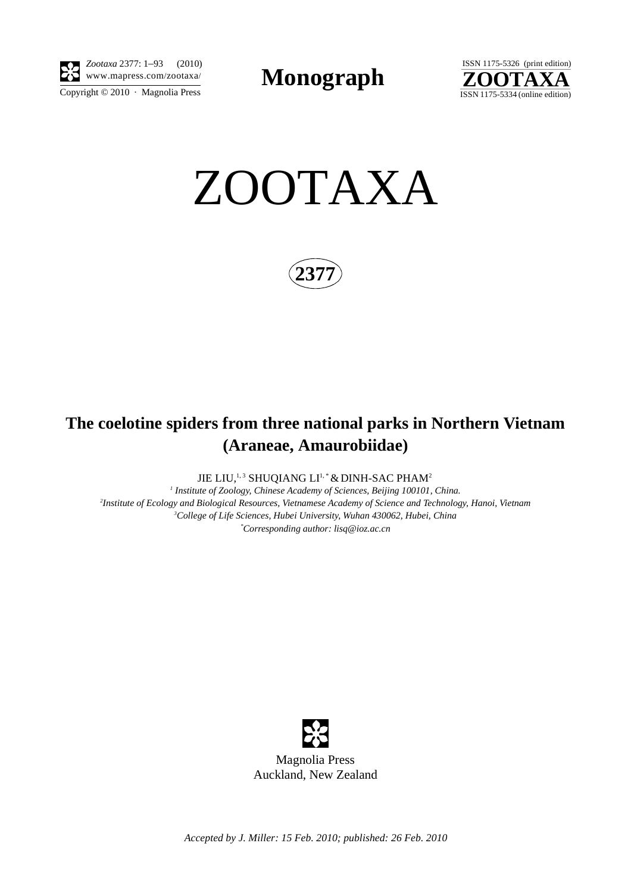# ZOOTAXA

**2377**

## The coelotine spiders from three national parks in Northern Vietnam (Araneae, Amaurobiidae)

JIE LIU,[1,3] SHUQIANG LI[1,*] & DINH-SAC PHAM[2]

[1] *Institute of Zoology, Chinese Academy of Sciences, Beijing 100101, China.*
[2] *Institute of Ecology and Biological Resources, Vietnamese Academy of Science and Technology, Hanoi, Vietnam*
[3] *College of Life Sciences, Hubei University, Wuhan 430062, Hubei, China*
[*] *Corresponding author: lisq@ioz.ac.cn*

Magnolia Press
Auckland, New Zealand

*Accepted by J. Miller: 15 Feb. 2010; published: 26 Feb. 2010*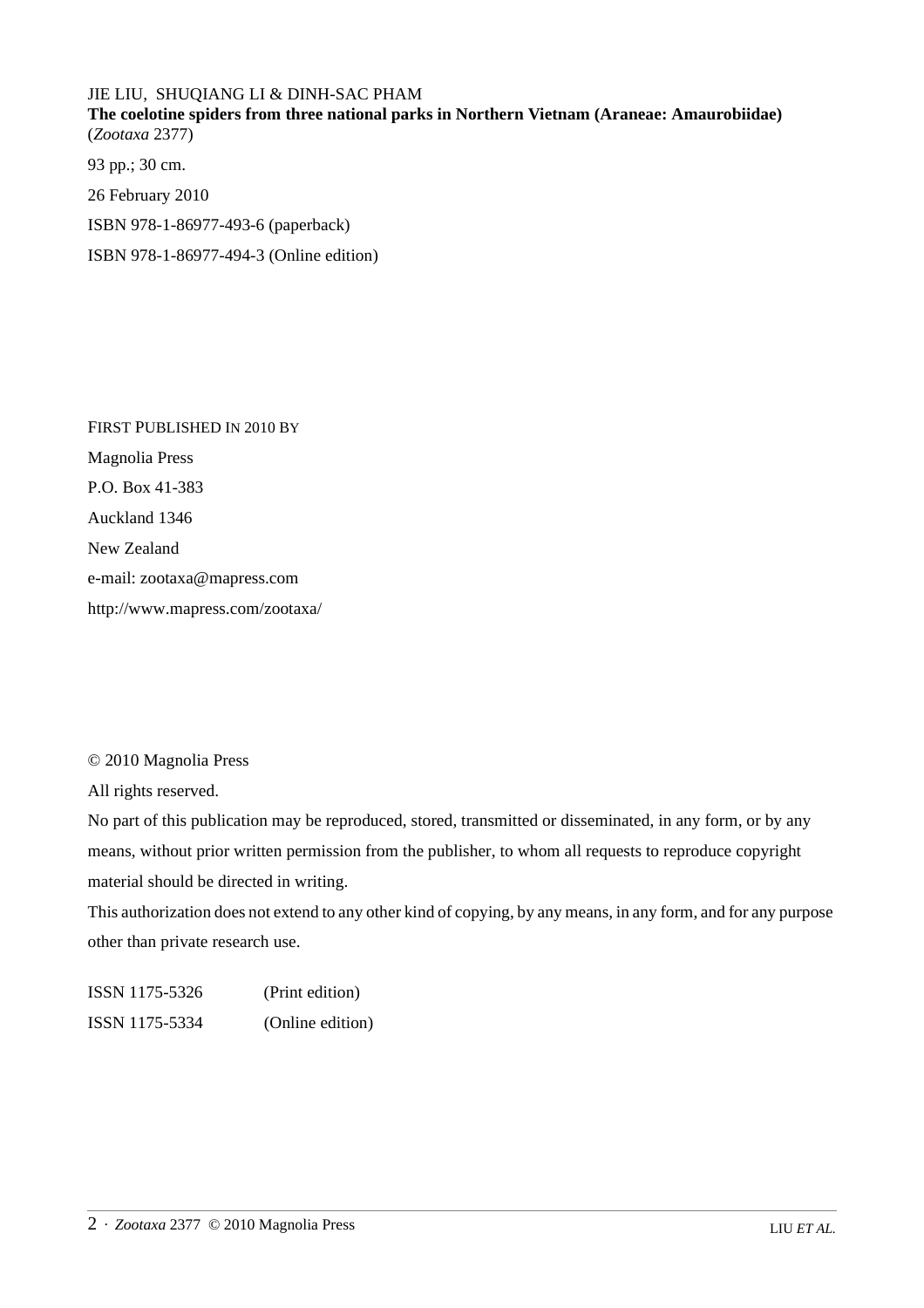JIE LIU, SHUQIANG LI & DINH-SAC PHAM
**The coelotine spiders from three national parks in Northern Vietnam (Araneae: Amaurobiidae)**
(*Zootaxa* 2377)

93 pp.; 30 cm.

26 February 2010

ISBN 978-1-86977-493-6 (paperback)

ISBN 978-1-86977-494-3 (Online edition)

FIRST PUBLISHED IN 2010 BY

Magnolia Press

P.O. Box 41-383

Auckland 1346

New Zealand

e-mail: zootaxa@mapress.com

http://www.mapress.com/zootaxa/

© 2010 Magnolia Press

All rights reserved.

No part of this publication may be reproduced, stored, transmitted or disseminated, in any form, or by any means, without prior written permission from the publisher, to whom all requests to reproduce copyright material should be directed in writing.

This authorization does not extend to any other kind of copying, by any means, in any form, and for any purpose other than private research use.

ISSN 1175-5326 (Print edition)

ISSN 1175-5334 (Online edition)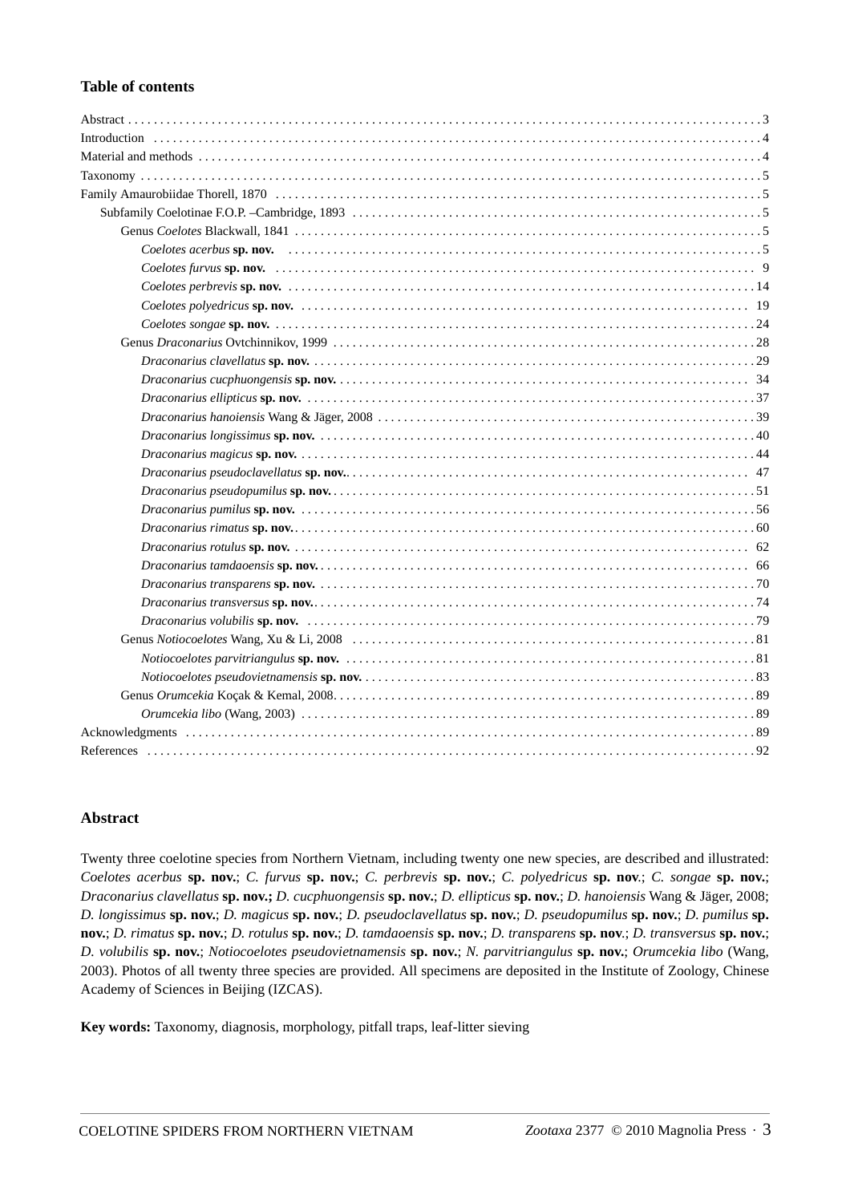## Table of contents

Abstract . . . . . . . . . . 3
Introduction . . . . . . . . . . 4
Material and methods . . . . . . . . . . 4
Taxonomy . . . . . . . . . . 5
Family Amaurobiidae Thorell, 1870 . . . . . . . . . . 5
- Subfamily Coelotinae F.O.P. –Cambridge, 1893 . . . . . . . . . . 5
  - Genus *Coelotes* Blackwall, 1841 . . . . . . . . . . 5
    - *Coelotes acerbus* **sp. nov.** . . . . . . . . . . 5
    - *Coelotes furvus* **sp. nov.** . . . . . . . . . . 9
    - *Coelotes perbrevis* **sp. nov.** . . . . . . . . . . 14
    - *Coelotes polyedricus* **sp. nov.** . . . . . . . . . . 19
    - *Coelotes songae* **sp. nov.** . . . . . . . . . . 24
  - Genus *Draconarius* Ovtchinnikov, 1999 . . . . . . . . . . 28
    - *Draconarius clavellatus* **sp. nov.** . . . . . . . . . . 29
    - *Draconarius cucphuongensis* **sp. nov.** . . . . . . . . . . 34
    - *Draconarius ellipticus* **sp. nov.** . . . . . . . . . . 37
    - *Draconarius hanoiensis* Wang & Jäger, 2008 . . . . . . . . . . 39
    - *Draconarius longissimus* **sp. nov.** . . . . . . . . . . 40
    - *Draconarius magicus* **sp. nov.** . . . . . . . . . . 44
    - *Draconarius pseudoclavellatus* **sp. nov.** . . . . . . . . . . 47
    - *Draconarius pseudopumilus* **sp. nov.** . . . . . . . . . . 51
    - *Draconarius pumilus* **sp. nov.** . . . . . . . . . . 56
    - *Draconarius rimatus* **sp. nov.** . . . . . . . . . . 60
    - *Draconarius rotulus* **sp. nov.** . . . . . . . . . . 62
    - *Draconarius tamdaoensis* **sp. nov.** . . . . . . . . . . 66
    - *Draconarius transparens* **sp. nov.** . . . . . . . . . . 70
    - *Draconarius transversus* **sp. nov.** . . . . . . . . . . 74
    - *Draconarius volubilis* **sp. nov.** . . . . . . . . . . 79
  - Genus *Notiocoelotes* Wang, Xu & Li, 2008 . . . . . . . . . . 81
    - *Notiocoelotes parvitriangulus* **sp. nov.** . . . . . . . . . . 81
    - *Notiocoelotes pseudovietnamensis* **sp. nov.** . . . . . . . . . . 83
  - Genus *Orumcekia* Koçak & Kemal, 2008 . . . . . . . . . . 89
    - *Orumcekia libo* (Wang, 2003) . . . . . . . . . . 89

Acknowledgments . . . . . . . . . . 89
References . . . . . . . . . . 92

## Abstract

Twenty three coelotine species from Northern Vietnam, including twenty one new species, are described and illustrated: *Coelotes acerbus* **sp. nov.**; *C. furvus* **sp. nov.**; *C. perbrevis* **sp. nov.**; *C. polyedricus* **sp. nov**.; *C. songae* **sp. nov.**; *Draconarius clavellatus* **sp. nov.;** *D. cucphuongensis* **sp. nov.**; *D. ellipticus* **sp. nov.**; *D. hanoiensis* Wang & Jäger, 2008; *D. longissimus* **sp. nov.**; *D. magicus* **sp. nov.**; *D. pseudoclavellatus* **sp. nov.**; *D. pseudopumilus* **sp. nov.**; *D. pumilus* **sp. nov.**; *D. rimatus* **sp. nov.**; *D. rotulus* **sp. nov.**; *D. tamdaoensis* **sp. nov.**; *D. transparens* **sp. nov**.; *D. transversus* **sp. nov.**; *D. volubilis* **sp. nov.**; *Notiocoelotes pseudovietnamensis* **sp. nov.**; *N. parvitriangulus* **sp. nov.**; *Orumcekia libo* (Wang, 2003). Photos of all twenty three species are provided. All specimens are deposited in the Institute of Zoology, Chinese Academy of Sciences in Beijing (IZCAS).

**Key words:** Taxonomy, diagnosis, morphology, pitfall traps, leaf-litter sieving